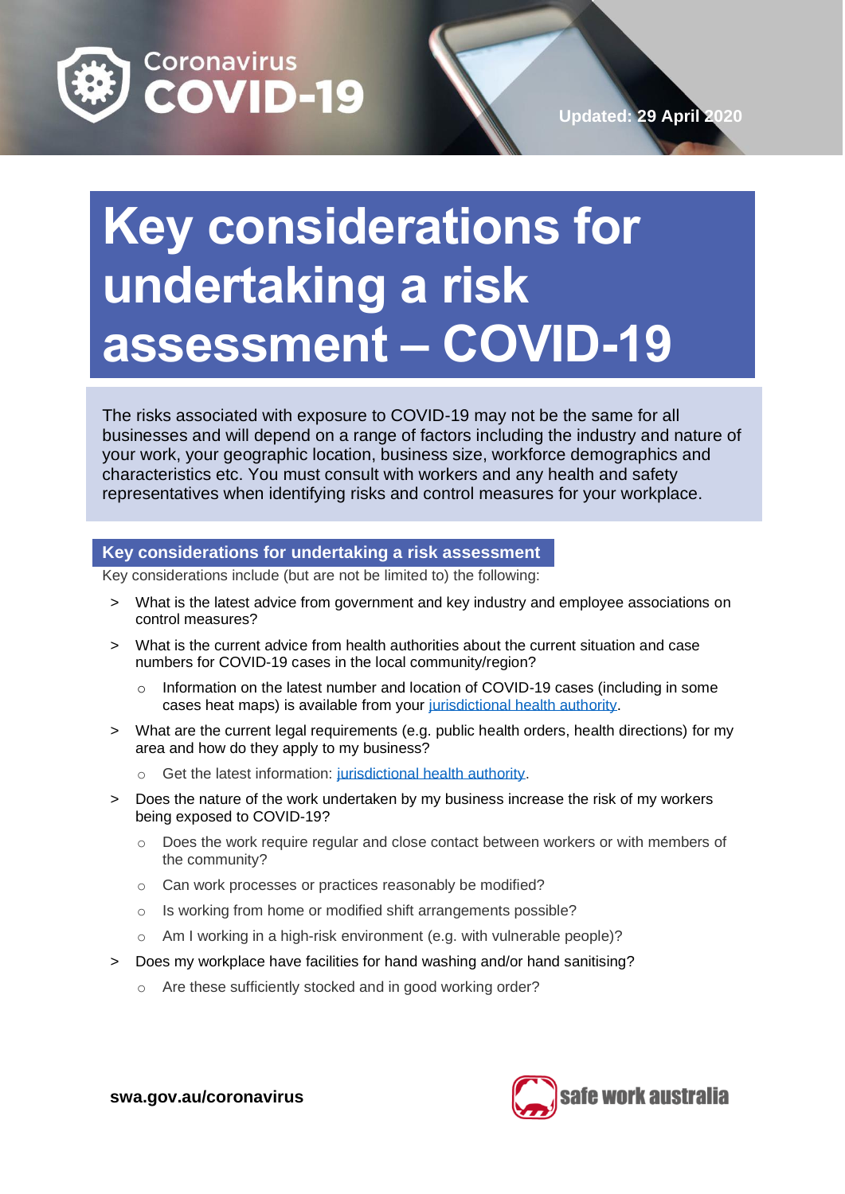Coronavirus COVID-19

Updated: 29 April 2020

# Key considerations for undertaking a risk assessment – COVID-19

The risks associated with exposure to COVID-19 may not be the same for all businesses and will depend on a range of factors including the industry and nature of your work, your geographic location, business size, workforce demographics and characteristics etc. You must consult with workers and any health and safety representatives when identifying risks and control measures for your workplace.

## Key considerations for undertaking a risk assessment

Key considerations include (but are not be limited to) the following:

- What is the latest advice from government and key industry and employee associations on control measures?
- What is the current advice from health authorities about the current situation and case numbers for COVID-19 cases in the local community/region?
  - Information on the latest number and location of COVID-19 cases (including in some cases heat maps) is available from your jurisdictional health authority.
- What are the current legal requirements (e.g. public health orders, health directions) for my area and how do they apply to my business?
  - Get the latest information: jurisdictional health authority.
- Does the nature of the work undertaken by my business increase the risk of my workers being exposed to COVID-19?
  - Does the work require regular and close contact between workers or with members of the community?
  - Can work processes or practices reasonably be modified?
  - Is working from home or modified shift arrangements possible?
  - Am I working in a high-risk environment (e.g. with vulnerable people)?
- Does my workplace have facilities for hand washing and/or hand sanitising?
  - Are these sufficiently stocked and in good working order?

swa.gov.au/coronavirus

safe work australia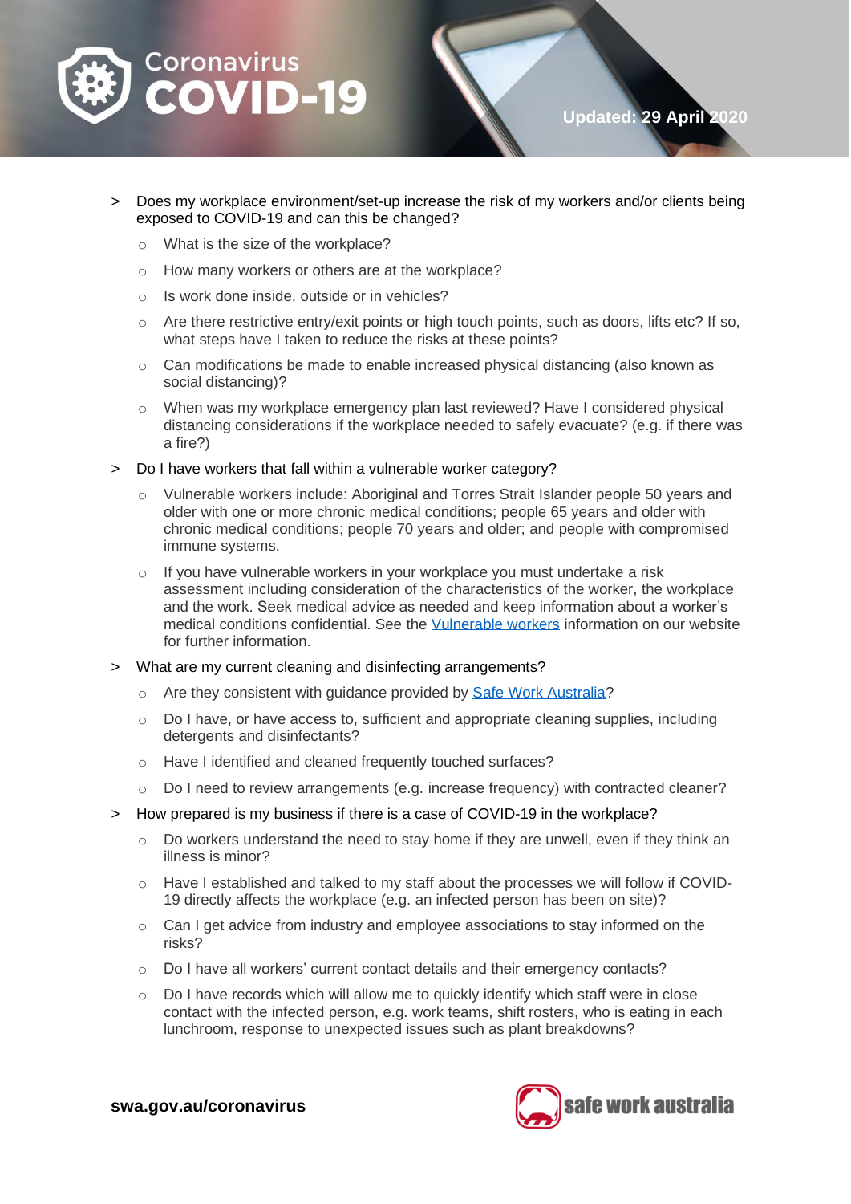- Does my workplace environment/set-up increase the risk of my workers and/or clients being exposed to COVID-19 and can this be changed?
  - What is the size of the workplace?
  - How many workers or others are at the workplace?
  - Is work done inside, outside or in vehicles?
  - Are there restrictive entry/exit points or high touch points, such as doors, lifts etc? If so, what steps have I taken to reduce the risks at these points?
  - Can modifications be made to enable increased physical distancing (also known as social distancing)?
  - When was my workplace emergency plan last reviewed? Have I considered physical distancing considerations if the workplace needed to safely evacuate? (e.g. if there was a fire?)
- Do I have workers that fall within a vulnerable worker category?
  - Vulnerable workers include: Aboriginal and Torres Strait Islander people 50 years and older with one or more chronic medical conditions; people 65 years and older with chronic medical conditions; people 70 years and older; and people with compromised immune systems.
  - If you have vulnerable workers in your workplace you must undertake a risk assessment including consideration of the characteristics of the worker, the workplace and the work. Seek medical advice as needed and keep information about a worker's medical conditions confidential. See the Vulnerable workers information on our website for further information.
- What are my current cleaning and disinfecting arrangements?
  - Are they consistent with guidance provided by Safe Work Australia?
  - Do I have, or have access to, sufficient and appropriate cleaning supplies, including detergents and disinfectants?
  - Have I identified and cleaned frequently touched surfaces?
  - Do I need to review arrangements (e.g. increase frequency) with contracted cleaner?
- How prepared is my business if there is a case of COVID-19 in the workplace?
  - Do workers understand the need to stay home if they are unwell, even if they think an illness is minor?
  - Have I established and talked to my staff about the processes we will follow if COVID-19 directly affects the workplace (e.g. an infected person has been on site)?
  - Can I get advice from industry and employee associations to stay informed on the risks?
  - Do I have all workers' current contact details and their emergency contacts?
  - Do I have records which will allow me to quickly identify which staff were in close contact with the infected person, e.g. work teams, shift rosters, who is eating in each lunchroom, response to unexpected issues such as plant breakdowns?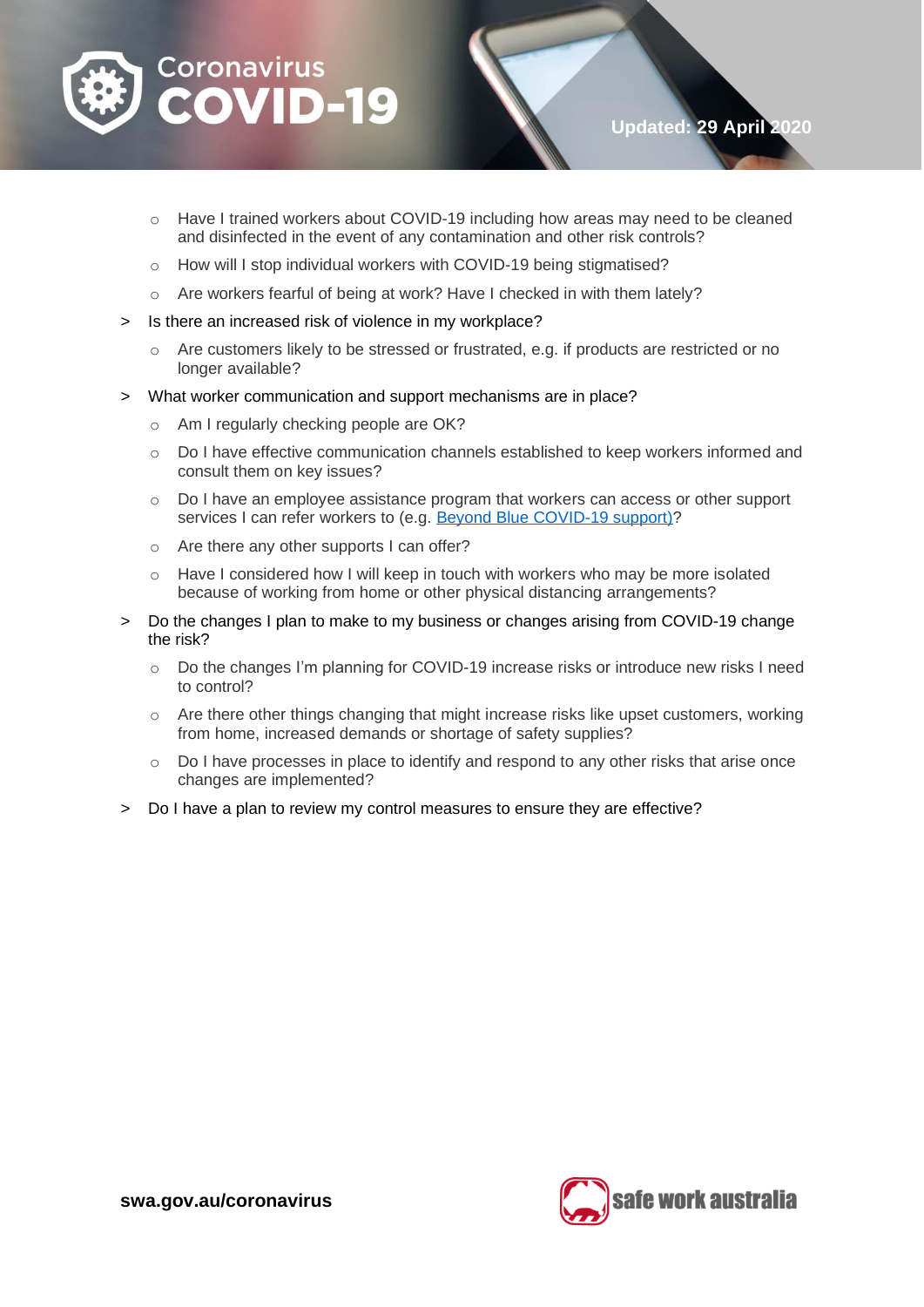- Have I trained workers about COVID-19 including how areas may need to be cleaned and disinfected in the event of any contamination and other risk controls?
    - How will I stop individual workers with COVID-19 being stigmatised?
    - Are workers fearful of being at work? Have I checked in with them lately?
- Is there an increased risk of violence in my workplace?
    - Are customers likely to be stressed or frustrated, e.g. if products are restricted or no longer available?
- What worker communication and support mechanisms are in place?
    - Am I regularly checking people are OK?
    - Do I have effective communication channels established to keep workers informed and consult them on key issues?
    - Do I have an employee assistance program that workers can access or other support services I can refer workers to (e.g. Beyond Blue COVID-19 support)?
    - Are there any other supports I can offer?
    - Have I considered how I will keep in touch with workers who may be more isolated because of working from home or other physical distancing arrangements?
- Do the changes I plan to make to my business or changes arising from COVID-19 change the risk?
    - Do the changes I'm planning for COVID-19 increase risks or introduce new risks I need to control?
    - Are there other things changing that might increase risks like upset customers, working from home, increased demands or shortage of safety supplies?
    - Do I have processes in place to identify and respond to any other risks that arise once changes are implemented?
- Do I have a plan to review my control measures to ensure they are effective?